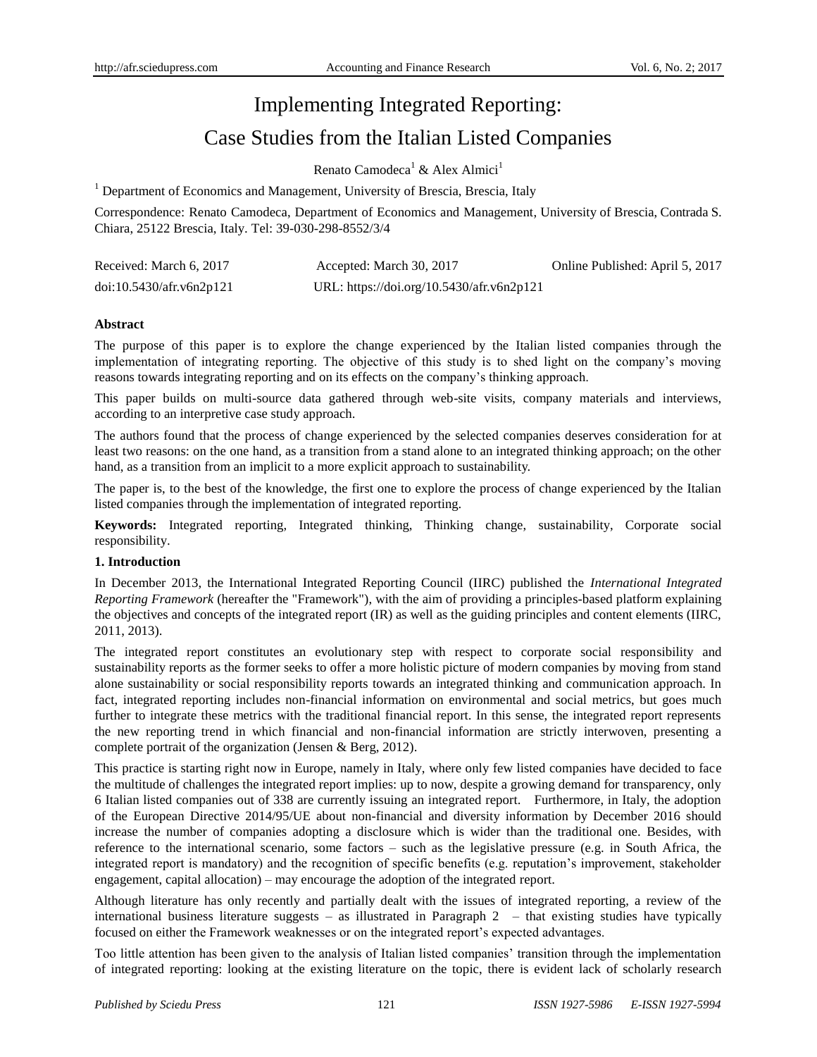# Implementing Integrated Reporting: Case Studies from the Italian Listed Companies

Renato Camodeca[1] & Alex Almici[1]

[1] Department of Economics and Management, University of Brescia, Brescia, Italy

Correspondence: Renato Camodeca, Department of Economics and Management, University of Brescia, Contrada S. Chiara, 25122 Brescia, Italy. Tel: 39-030-298-8552/3/4

Received: March 6, 2017 Accepted: March 30, 2017 Online Published: April 5, 2017

doi:10.5430/afr.v6n2p121 URL: https://doi.org/10.5430/afr.v6n2p121

**Abstract**

The purpose of this paper is to explore the change experienced by the Italian listed companies through the implementation of integrating reporting. The objective of this study is to shed light on the company's moving reasons towards integrating reporting and on its effects on the company's thinking approach.

This paper builds on multi-source data gathered through web-site visits, company materials and interviews, according to an interpretive case study approach.

The authors found that the process of change experienced by the selected companies deserves consideration for at least two reasons: on the one hand, as a transition from a stand alone to an integrated thinking approach; on the other hand, as a transition from an implicit to a more explicit approach to sustainability.

The paper is, to the best of the knowledge, the first one to explore the process of change experienced by the Italian listed companies through the implementation of integrated reporting.

**Keywords:** Integrated reporting, Integrated thinking, Thinking change, sustainability, Corporate social responsibility.

## 1. Introduction

In December 2013, the International Integrated Reporting Council (IIRC) published the *International Integrated Reporting Framework* (hereafter the "Framework"), with the aim of providing a principles-based platform explaining the objectives and concepts of the integrated report (IR) as well as the guiding principles and content elements (IIRC, 2011, 2013).

The integrated report constitutes an evolutionary step with respect to corporate social responsibility and sustainability reports as the former seeks to offer a more holistic picture of modern companies by moving from stand alone sustainability or social responsibility reports towards an integrated thinking and communication approach. In fact, integrated reporting includes non-financial information on environmental and social metrics, but goes much further to integrate these metrics with the traditional financial report. In this sense, the integrated report represents the new reporting trend in which financial and non-financial information are strictly interwoven, presenting a complete portrait of the organization (Jensen & Berg, 2012).

This practice is starting right now in Europe, namely in Italy, where only few listed companies have decided to face the multitude of challenges the integrated report implies: up to now, despite a growing demand for transparency, only 6 Italian listed companies out of 338 are currently issuing an integrated report. Furthermore, in Italy, the adoption of the European Directive 2014/95/UE about non-financial and diversity information by December 2016 should increase the number of companies adopting a disclosure which is wider than the traditional one. Besides, with reference to the international scenario, some factors – such as the legislative pressure (e.g. in South Africa, the integrated report is mandatory) and the recognition of specific benefits (e.g. reputation's improvement, stakeholder engagement, capital allocation) – may encourage the adoption of the integrated report.

Although literature has only recently and partially dealt with the issues of integrated reporting, a review of the international business literature suggests – as illustrated in Paragraph 2 – that existing studies have typically focused on either the Framework weaknesses or on the integrated report's expected advantages.

Too little attention has been given to the analysis of Italian listed companies' transition through the implementation of integrated reporting: looking at the existing literature on the topic, there is evident lack of scholarly research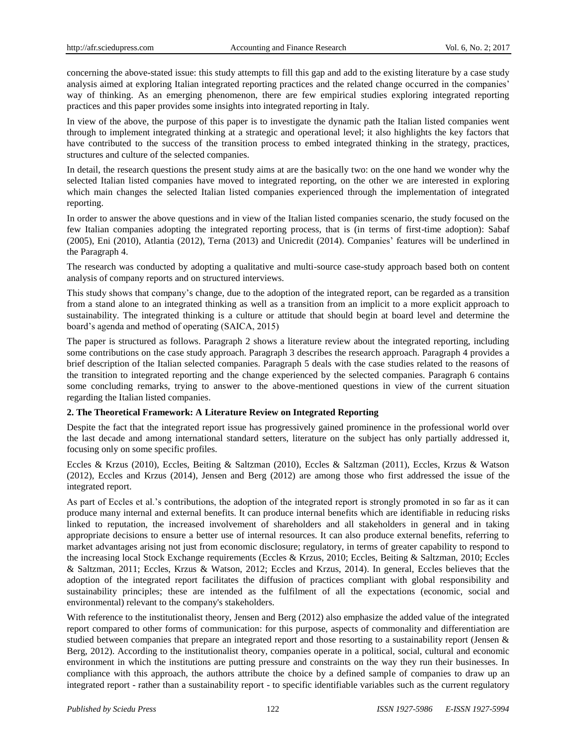concerning the above-stated issue: this study attempts to fill this gap and add to the existing literature by a case study analysis aimed at exploring Italian integrated reporting practices and the related change occurred in the companies' way of thinking. As an emerging phenomenon, there are few empirical studies exploring integrated reporting practices and this paper provides some insights into integrated reporting in Italy.

In view of the above, the purpose of this paper is to investigate the dynamic path the Italian listed companies went through to implement integrated thinking at a strategic and operational level; it also highlights the key factors that have contributed to the success of the transition process to embed integrated thinking in the strategy, practices, structures and culture of the selected companies.

In detail, the research questions the present study aims at are the basically two: on the one hand we wonder why the selected Italian listed companies have moved to integrated reporting, on the other we are interested in exploring which main changes the selected Italian listed companies experienced through the implementation of integrated reporting.

In order to answer the above questions and in view of the Italian listed companies scenario, the study focused on the few Italian companies adopting the integrated reporting process, that is (in terms of first-time adoption): Sabaf (2005), Eni (2010), Atlantia (2012), Terna (2013) and Unicredit (2014). Companies' features will be underlined in the Paragraph 4.

The research was conducted by adopting a qualitative and multi-source case-study approach based both on content analysis of company reports and on structured interviews.

This study shows that company's change, due to the adoption of the integrated report, can be regarded as a transition from a stand alone to an integrated thinking as well as a transition from an implicit to a more explicit approach to sustainability. The integrated thinking is a culture or attitude that should begin at board level and determine the board's agenda and method of operating (SAICA, 2015)

The paper is structured as follows. Paragraph 2 shows a literature review about the integrated reporting, including some contributions on the case study approach. Paragraph 3 describes the research approach. Paragraph 4 provides a brief description of the Italian selected companies. Paragraph 5 deals with the case studies related to the reasons of the transition to integrated reporting and the change experienced by the selected companies. Paragraph 6 contains some concluding remarks, trying to answer to the above-mentioned questions in view of the current situation regarding the Italian listed companies.

## 2. The Theoretical Framework: A Literature Review on Integrated Reporting

Despite the fact that the integrated report issue has progressively gained prominence in the professional world over the last decade and among international standard setters, literature on the subject has only partially addressed it, focusing only on some specific profiles.

Eccles & Krzus (2010), Eccles, Beiting & Saltzman (2010), Eccles & Saltzman (2011), Eccles, Krzus & Watson (2012), Eccles and Krzus (2014), Jensen and Berg (2012) are among those who first addressed the issue of the integrated report.

As part of Eccles et al.'s contributions, the adoption of the integrated report is strongly promoted in so far as it can produce many internal and external benefits. It can produce internal benefits which are identifiable in reducing risks linked to reputation, the increased involvement of shareholders and all stakeholders in general and in taking appropriate decisions to ensure a better use of internal resources. It can also produce external benefits, referring to market advantages arising not just from economic disclosure; regulatory, in terms of greater capability to respond to the increasing local Stock Exchange requirements (Eccles & Krzus, 2010; Eccles, Beiting & Saltzman, 2010; Eccles & Saltzman, 2011; Eccles, Krzus & Watson, 2012; Eccles and Krzus, 2014). In general, Eccles believes that the adoption of the integrated report facilitates the diffusion of practices compliant with global responsibility and sustainability principles; these are intended as the fulfilment of all the expectations (economic, social and environmental) relevant to the company's stakeholders.

With reference to the institutionalist theory, Jensen and Berg (2012) also emphasize the added value of the integrated report compared to other forms of communication: for this purpose, aspects of commonality and differentiation are studied between companies that prepare an integrated report and those resorting to a sustainability report (Jensen & Berg, 2012). According to the institutionalist theory, companies operate in a political, social, cultural and economic environment in which the institutions are putting pressure and constraints on the way they run their businesses. In compliance with this approach, the authors attribute the choice by a defined sample of companies to draw up an integrated report - rather than a sustainability report - to specific identifiable variables such as the current regulatory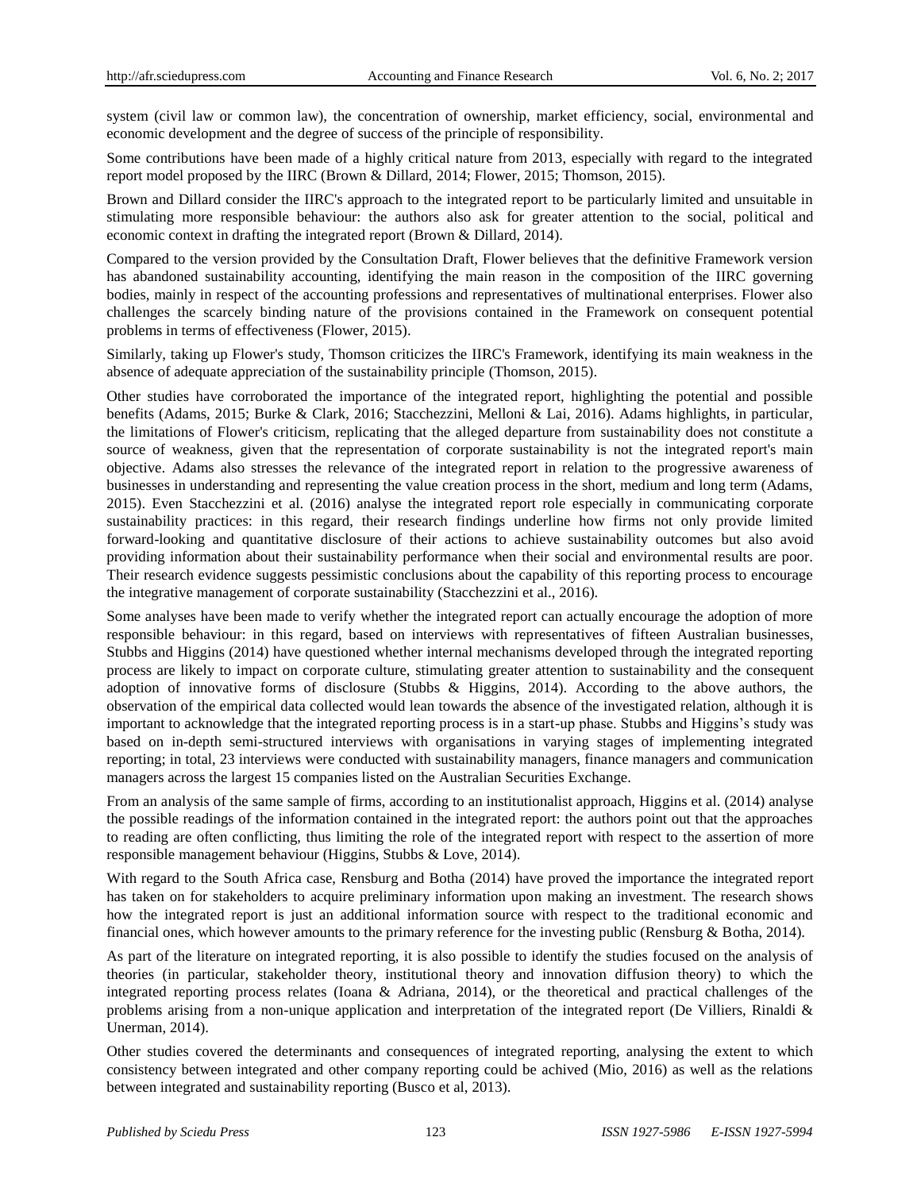system (civil law or common law), the concentration of ownership, market efficiency, social, environmental and economic development and the degree of success of the principle of responsibility.

Some contributions have been made of a highly critical nature from 2013, especially with regard to the integrated report model proposed by the IIRC (Brown & Dillard, 2014; Flower, 2015; Thomson, 2015).

Brown and Dillard consider the IIRC's approach to the integrated report to be particularly limited and unsuitable in stimulating more responsible behaviour: the authors also ask for greater attention to the social, political and economic context in drafting the integrated report (Brown & Dillard, 2014).

Compared to the version provided by the Consultation Draft, Flower believes that the definitive Framework version has abandoned sustainability accounting, identifying the main reason in the composition of the IIRC governing bodies, mainly in respect of the accounting professions and representatives of multinational enterprises. Flower also challenges the scarcely binding nature of the provisions contained in the Framework on consequent potential problems in terms of effectiveness (Flower, 2015).

Similarly, taking up Flower's study, Thomson criticizes the IIRC's Framework, identifying its main weakness in the absence of adequate appreciation of the sustainability principle (Thomson, 2015).

Other studies have corroborated the importance of the integrated report, highlighting the potential and possible benefits (Adams, 2015; Burke & Clark, 2016; Stacchezzini, Melloni & Lai, 2016). Adams highlights, in particular, the limitations of Flower's criticism, replicating that the alleged departure from sustainability does not constitute a source of weakness, given that the representation of corporate sustainability is not the integrated report's main objective. Adams also stresses the relevance of the integrated report in relation to the progressive awareness of businesses in understanding and representing the value creation process in the short, medium and long term (Adams, 2015). Even Stacchezzini et al. (2016) analyse the integrated report role especially in communicating corporate sustainability practices: in this regard, their research findings underline how firms not only provide limited forward-looking and quantitative disclosure of their actions to achieve sustainability outcomes but also avoid providing information about their sustainability performance when their social and environmental results are poor. Their research evidence suggests pessimistic conclusions about the capability of this reporting process to encourage the integrative management of corporate sustainability (Stacchezzini et al., 2016).

Some analyses have been made to verify whether the integrated report can actually encourage the adoption of more responsible behaviour: in this regard, based on interviews with representatives of fifteen Australian businesses, Stubbs and Higgins (2014) have questioned whether internal mechanisms developed through the integrated reporting process are likely to impact on corporate culture, stimulating greater attention to sustainability and the consequent adoption of innovative forms of disclosure (Stubbs & Higgins, 2014). According to the above authors, the observation of the empirical data collected would lean towards the absence of the investigated relation, although it is important to acknowledge that the integrated reporting process is in a start-up phase. Stubbs and Higgins's study was based on in-depth semi-structured interviews with organisations in varying stages of implementing integrated reporting; in total, 23 interviews were conducted with sustainability managers, finance managers and communication managers across the largest 15 companies listed on the Australian Securities Exchange.

From an analysis of the same sample of firms, according to an institutionalist approach, Higgins et al. (2014) analyse the possible readings of the information contained in the integrated report: the authors point out that the approaches to reading are often conflicting, thus limiting the role of the integrated report with respect to the assertion of more responsible management behaviour (Higgins, Stubbs & Love, 2014).

With regard to the South Africa case, Rensburg and Botha (2014) have proved the importance the integrated report has taken on for stakeholders to acquire preliminary information upon making an investment. The research shows how the integrated report is just an additional information source with respect to the traditional economic and financial ones, which however amounts to the primary reference for the investing public (Rensburg & Botha, 2014).

As part of the literature on integrated reporting, it is also possible to identify the studies focused on the analysis of theories (in particular, stakeholder theory, institutional theory and innovation diffusion theory) to which the integrated reporting process relates (Ioana & Adriana, 2014), or the theoretical and practical challenges of the problems arising from a non-unique application and interpretation of the integrated report (De Villiers, Rinaldi & Unerman, 2014).

Other studies covered the determinants and consequences of integrated reporting, analysing the extent to which consistency between integrated and other company reporting could be achived (Mio, 2016) as well as the relations between integrated and sustainability reporting (Busco et al, 2013).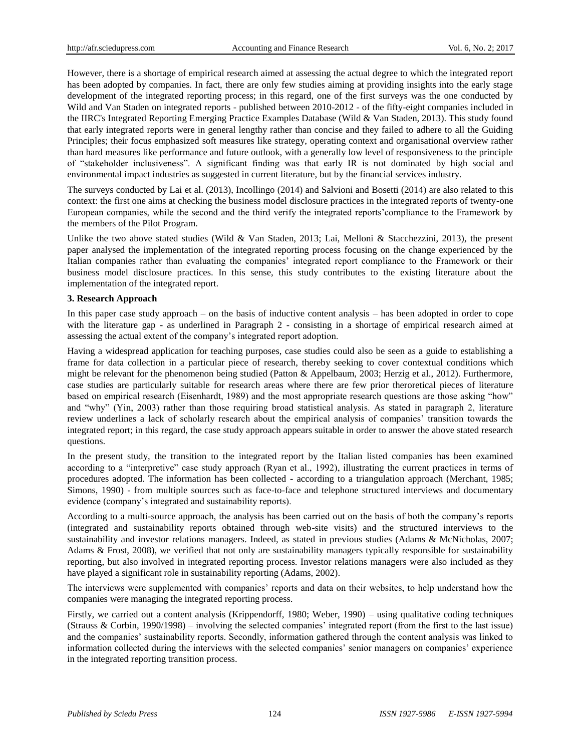However, there is a shortage of empirical research aimed at assessing the actual degree to which the integrated report has been adopted by companies. In fact, there are only few studies aiming at providing insights into the early stage development of the integrated reporting process; in this regard, one of the first surveys was the one conducted by Wild and Van Staden on integrated reports - published between 2010-2012 - of the fifty-eight companies included in the IIRC's Integrated Reporting Emerging Practice Examples Database (Wild & Van Staden, 2013). This study found that early integrated reports were in general lengthy rather than concise and they failed to adhere to all the Guiding Principles; their focus emphasized soft measures like strategy, operating context and organisational overview rather than hard measures like performance and future outlook, with a generally low level of responsiveness to the principle of "stakeholder inclusiveness". A significant finding was that early IR is not dominated by high social and environmental impact industries as suggested in current literature, but by the financial services industry.

The surveys conducted by Lai et al. (2013), Incollingo (2014) and Salvioni and Bosetti (2014) are also related to this context: the first one aims at checking the business model disclosure practices in the integrated reports of twenty-one European companies, while the second and the third verify the integrated reports'compliance to the Framework by the members of the Pilot Program.

Unlike the two above stated studies (Wild & Van Staden, 2013; Lai, Melloni & Stacchezzini, 2013), the present paper analysed the implementation of the integrated reporting process focusing on the change experienced by the Italian companies rather than evaluating the companies' integrated report compliance to the Framework or their business model disclosure practices. In this sense, this study contributes to the existing literature about the implementation of the integrated report.

## 3. Research Approach

In this paper case study approach – on the basis of inductive content analysis – has been adopted in order to cope with the literature gap - as underlined in Paragraph 2 - consisting in a shortage of empirical research aimed at assessing the actual extent of the company's integrated report adoption.

Having a widespread application for teaching purposes, case studies could also be seen as a guide to establishing a frame for data collection in a particular piece of research, thereby seeking to cover contextual conditions which might be relevant for the phenomenon being studied (Patton & Appelbaum, 2003; Herzig et al., 2012). Furthermore, case studies are particularly suitable for research areas where there are few prior theroretical pieces of literature based on empirical research (Eisenhardt, 1989) and the most appropriate research questions are those asking "how" and "why" (Yin, 2003) rather than those requiring broad statistical analysis. As stated in paragraph 2, literature review underlines a lack of scholarly research about the empirical analysis of companies' transition towards the integrated report; in this regard, the case study approach appears suitable in order to answer the above stated research questions.

In the present study, the transition to the integrated report by the Italian listed companies has been examined according to a "interpretive" case study approach (Ryan et al., 1992), illustrating the current practices in terms of procedures adopted. The information has been collected - according to a triangulation approach (Merchant, 1985; Simons, 1990) - from multiple sources such as face-to-face and telephone structured interviews and documentary evidence (company's integrated and sustainability reports).

According to a multi-source approach, the analysis has been carried out on the basis of both the company's reports (integrated and sustainability reports obtained through web-site visits) and the structured interviews to the sustainability and investor relations managers. Indeed, as stated in previous studies (Adams & McNicholas, 2007; Adams & Frost, 2008), we verified that not only are sustainability managers typically responsible for sustainability reporting, but also involved in integrated reporting process. Investor relations managers were also included as they have played a significant role in sustainability reporting (Adams, 2002).

The interviews were supplemented with companies' reports and data on their websites, to help understand how the companies were managing the integrated reporting process.

Firstly, we carried out a content analysis (Krippendorff, 1980; Weber, 1990) – using qualitative coding techniques (Strauss & Corbin, 1990/1998) – involving the selected companies' integrated report (from the first to the last issue) and the companies' sustainability reports. Secondly, information gathered through the content analysis was linked to information collected during the interviews with the selected companies' senior managers on companies' experience in the integrated reporting transition process.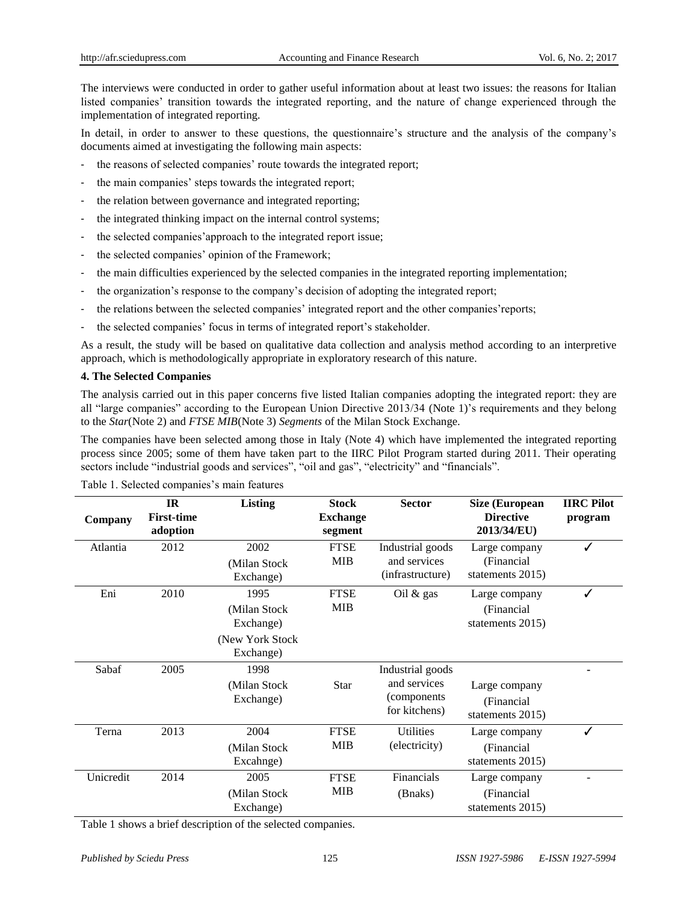The interviews were conducted in order to gather useful information about at least two issues: the reasons for Italian listed companies' transition towards the integrated reporting, and the nature of change experienced through the implementation of integrated reporting.

In detail, in order to answer to these questions, the questionnaire's structure and the analysis of the company's documents aimed at investigating the following main aspects:

- the reasons of selected companies' route towards the integrated report;
- the main companies' steps towards the integrated report;
- the relation between governance and integrated reporting;
- the integrated thinking impact on the internal control systems;
- the selected companies'approach to the integrated report issue;
- the selected companies' opinion of the Framework;
- the main difficulties experienced by the selected companies in the integrated reporting implementation;
- the organization's response to the company's decision of adopting the integrated report;
- the relations between the selected companies' integrated report and the other companies'reports;
- the selected companies' focus in terms of integrated report's stakeholder.

As a result, the study will be based on qualitative data collection and analysis method according to an interpretive approach, which is methodologically appropriate in exploratory research of this nature.

**4. The Selected Companies**

The analysis carried out in this paper concerns five listed Italian companies adopting the integrated report: they are all "large companies" according to the European Union Directive 2013/34 (Note 1)'s requirements and they belong to the *Star*(Note 2) and *FTSE MIB*(Note 3) *Segments* of the Milan Stock Exchange.

The companies have been selected among those in Italy (Note 4) which have implemented the integrated reporting process since 2005; some of them have taken part to the IIRC Pilot Program started during 2011. Their operating sectors include "industrial goods and services", "oil and gas", "electricity" and "financials".

Table 1. Selected companies's main features

| Company | IR First-time adoption | Listing | Stock Exchange segment | Sector | Size (European Directive 2013/34/EU) | IIRC Pilot program |
|---|---|---|---|---|---|---|
| Atlantia | 2012 | 2002 (Milan Stock Exchange) | FTSE MIB | Industrial goods and services (infrastructure) | Large company (Financial statements 2015) | ✓ |
| Eni | 2010 | 1995 (Milan Stock Exchange) (New York Stock Exchange) | FTSE MIB | Oil & gas | Large company (Financial statements 2015) | ✓ |
| Sabaf | 2005 | 1998 (Milan Stock Exchange) | Star | Industrial goods and services (components for kitchens) | Large company (Financial statements 2015) | - |
| Terna | 2013 | 2004 (Milan Stock Excahnge) | FTSE MIB | Utilities (electricity) | Large company (Financial statements 2015) | ✓ |
| Unicredit | 2014 | 2005 (Milan Stock Exchange) | FTSE MIB | Financials (Bnaks) | Large company (Financial statements 2015) | - |

Table 1 shows a brief description of the selected companies.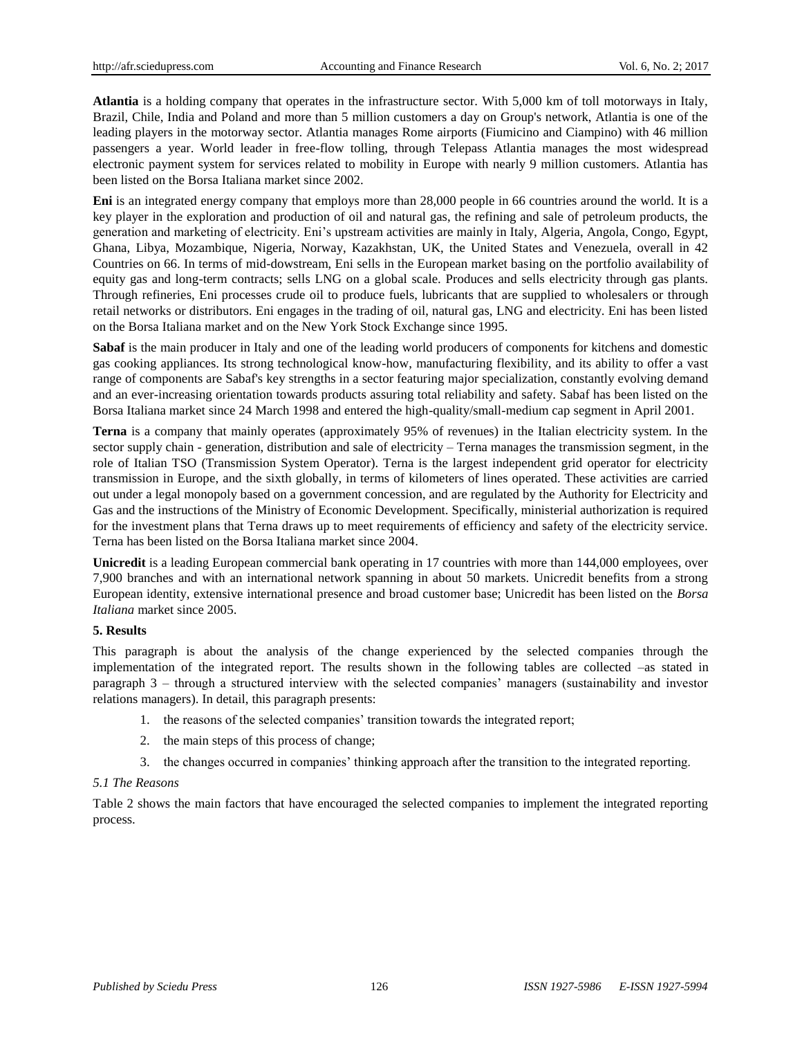**Atlantia** is a holding company that operates in the infrastructure sector. With 5,000 km of toll motorways in Italy, Brazil, Chile, India and Poland and more than 5 million customers a day on Group's network, Atlantia is one of the leading players in the motorway sector. Atlantia manages Rome airports (Fiumicino and Ciampino) with 46 million passengers a year. World leader in free-flow tolling, through Telepass Atlantia manages the most widespread electronic payment system for services related to mobility in Europe with nearly 9 million customers. Atlantia has been listed on the Borsa Italiana market since 2002.

**Eni** is an integrated energy company that employs more than 28,000 people in 66 countries around the world. It is a key player in the exploration and production of oil and natural gas, the refining and sale of petroleum products, the generation and marketing of electricity. Eni's upstream activities are mainly in Italy, Algeria, Angola, Congo, Egypt, Ghana, Libya, Mozambique, Nigeria, Norway, Kazakhstan, UK, the United States and Venezuela, overall in 42 Countries on 66. In terms of mid-dowstream, Eni sells in the European market basing on the portfolio availability of equity gas and long-term contracts; sells LNG on a global scale. Produces and sells electricity through gas plants. Through refineries, Eni processes crude oil to produce fuels, lubricants that are supplied to wholesalers or through retail networks or distributors. Eni engages in the trading of oil, natural gas, LNG and electricity. Eni has been listed on the Borsa Italiana market and on the New York Stock Exchange since 1995.

**Sabaf** is the main producer in Italy and one of the leading world producers of components for kitchens and domestic gas cooking appliances. Its strong technological know-how, manufacturing flexibility, and its ability to offer a vast range of components are Sabaf's key strengths in a sector featuring major specialization, constantly evolving demand and an ever-increasing orientation towards products assuring total reliability and safety. Sabaf has been listed on the Borsa Italiana market since 24 March 1998 and entered the high-quality/small-medium cap segment in April 2001.

**Terna** is a company that mainly operates (approximately 95% of revenues) in the Italian electricity system. In the sector supply chain - generation, distribution and sale of electricity – Terna manages the transmission segment, in the role of Italian TSO (Transmission System Operator). Terna is the largest independent grid operator for electricity transmission in Europe, and the sixth globally, in terms of kilometers of lines operated. These activities are carried out under a legal monopoly based on a government concession, and are regulated by the Authority for Electricity and Gas and the instructions of the Ministry of Economic Development. Specifically, ministerial authorization is required for the investment plans that Terna draws up to meet requirements of efficiency and safety of the electricity service. Terna has been listed on the Borsa Italiana market since 2004.

**Unicredit** is a leading European commercial bank operating in 17 countries with more than 144,000 employees, over 7,900 branches and with an international network spanning in about 50 markets. Unicredit benefits from a strong European identity, extensive international presence and broad customer base; Unicredit has been listed on the *Borsa Italiana* market since 2005.

## 5. Results

This paragraph is about the analysis of the change experienced by the selected companies through the implementation of the integrated report. The results shown in the following tables are collected –as stated in paragraph 3 – through a structured interview with the selected companies' managers (sustainability and investor relations managers). In detail, this paragraph presents:

1. the reasons of the selected companies' transition towards the integrated report;
2. the main steps of this process of change;
3. the changes occurred in companies' thinking approach after the transition to the integrated reporting.

### *5.1 The Reasons*

Table 2 shows the main factors that have encouraged the selected companies to implement the integrated reporting process.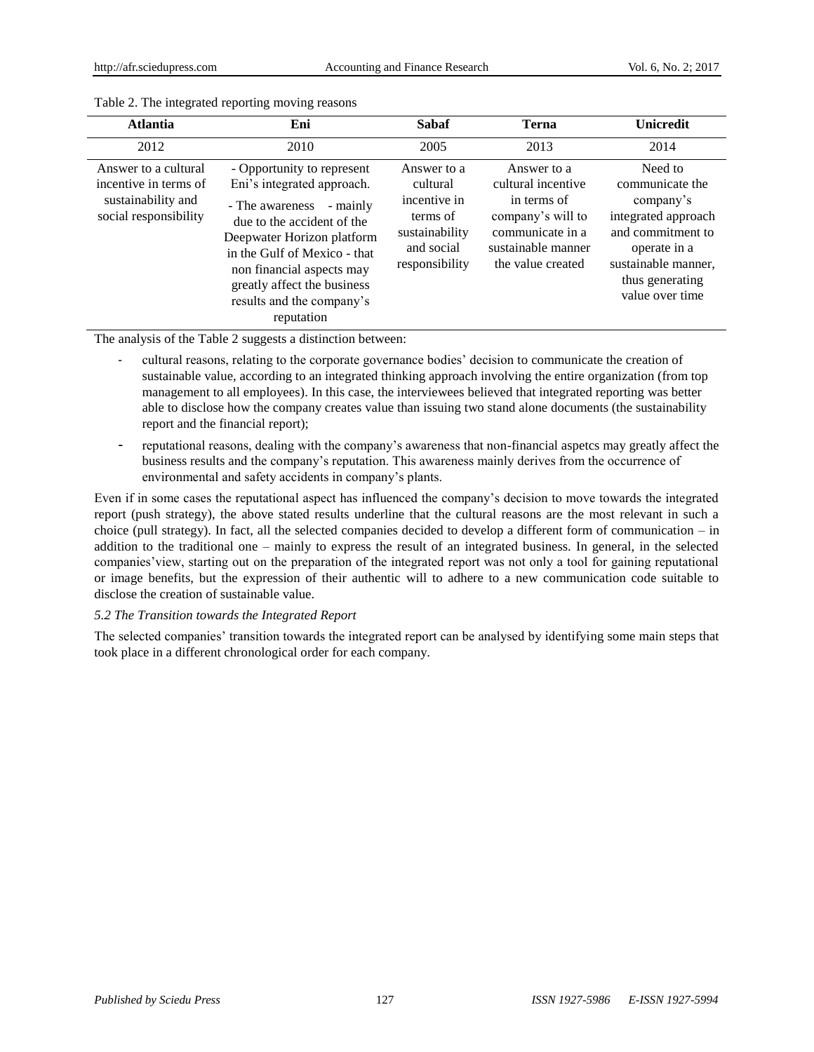Table 2. The integrated reporting moving reasons

| Atlantia | Eni | Sabaf | Terna | Unicredit |
|---|---|---|---|---|
| 2012 | 2010 | 2005 | 2013 | 2014 |
| Answer to a cultural incentive in terms of sustainability and social responsibility | - Opportunity to represent Eni's integrated approach. - The awareness - mainly due to the accident of the Deepwater Horizon platform in the Gulf of Mexico - that non financial aspects may greatly affect the business results and the company's reputation | Answer to a cultural incentive in terms of sustainability and social responsibility | Answer to a cultural incentive in terms of company's will to communicate in a sustainable manner the value created | Need to communicate the company's integrated approach and commitment to operate in a sustainable manner, thus generating value over time |

The analysis of the Table 2 suggests a distinction between:

- cultural reasons, relating to the corporate governance bodies' decision to communicate the creation of sustainable value, according to an integrated thinking approach involving the entire organization (from top management to all employees). In this case, the interviewees believed that integrated reporting was better able to disclose how the company creates value than issuing two stand alone documents (the sustainability report and the financial report);
- reputational reasons, dealing with the company's awareness that non-financial aspetcs may greatly affect the business results and the company's reputation. This awareness mainly derives from the occurrence of environmental and safety accidents in company's plants.

Even if in some cases the reputational aspect has influenced the company's decision to move towards the integrated report (push strategy), the above stated results underline that the cultural reasons are the most relevant in such a choice (pull strategy). In fact, all the selected companies decided to develop a different form of communication – in addition to the traditional one – mainly to express the result of an integrated business. In general, in the selected companies'view, starting out on the preparation of the integrated report was not only a tool for gaining reputational or image benefits, but the expression of their authentic will to adhere to a new communication code suitable to disclose the creation of sustainable value.

*5.2 The Transition towards the Integrated Report*

The selected companies' transition towards the integrated report can be analysed by identifying some main steps that took place in a different chronological order for each company.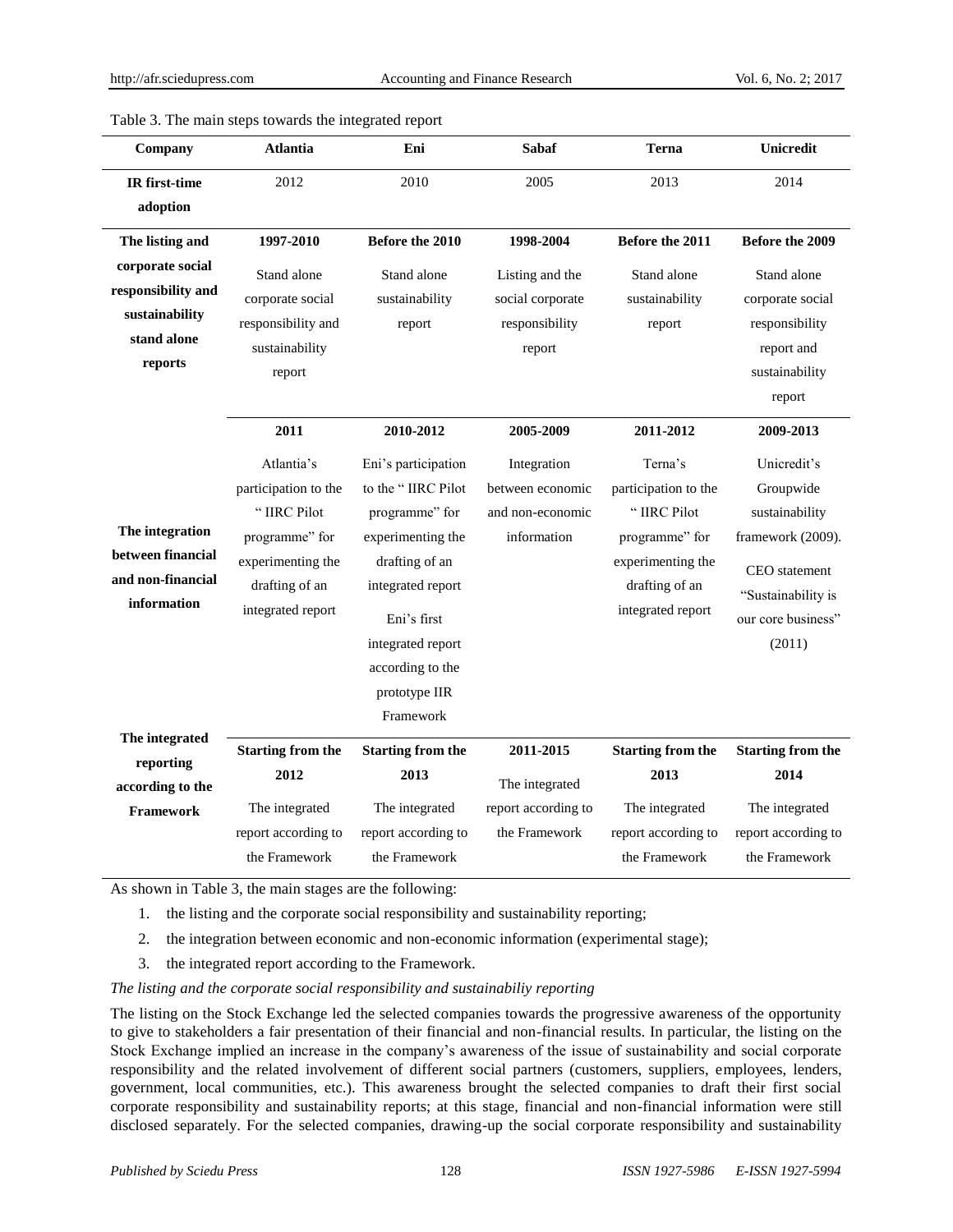Table 3. The main steps towards the integrated report

| Company | Atlantia | Eni | Sabaf | Terna | Unicredit |
|---|---|---|---|---|---|
| IR first-time adoption | 2012 | 2010 | 2005 | 2013 | 2014 |
| The listing and corporate social responsibility and sustainability stand alone reports | **1997-2010** Stand alone corporate social responsibility and sustainability report | **Before the 2010** Stand alone sustainability report | **1998-2004** Listing and the social corporate responsibility report | **Before the 2011** Stand alone sustainability report | **Before the 2009** Stand alone corporate social responsibility report and sustainability report |
| The integration between financial and non-financial information | **2011** Atlantia's participation to the " IIRC Pilot programme" for experimenting the drafting of an integrated report | **2010-2012** Eni's participation to the " IIRC Pilot programme" for experimenting the drafting of an integrated report. Eni's first integrated report according to the prototype IIR Framework | **2005-2009** Integration between economic and non-economic information | **2011-2012** Terna's participation to the " IIRC Pilot programme" for experimenting the drafting of an integrated report | **2009-2013** Unicredit's Groupwide sustainability framework (2009). CEO statement "Sustainability is our core business" (2011) |
| The integrated reporting according to the Framework | **Starting from the 2012** The integrated report according to the Framework | **Starting from the 2013** The integrated report according to the Framework | **2011-2015** The integrated report according to the Framework | **Starting from the 2013** The integrated report according to the Framework | **Starting from the 2014** The integrated report according to the Framework |

As shown in Table 3, the main stages are the following:

1. the listing and the corporate social responsibility and sustainability reporting;
2. the integration between economic and non-economic information (experimental stage);
3. the integrated report according to the Framework.

*The listing and the corporate social responsibility and sustainabiliy reporting*

The listing on the Stock Exchange led the selected companies towards the progressive awareness of the opportunity to give to stakeholders a fair presentation of their financial and non-financial results. In particular, the listing on the Stock Exchange implied an increase in the company's awareness of the issue of sustainability and social corporate responsibility and the related involvement of different social partners (customers, suppliers, employees, lenders, government, local communities, etc.). This awareness brought the selected companies to draft their first social corporate responsibility and sustainability reports; at this stage, financial and non-financial information were still disclosed separately. For the selected companies, drawing-up the social corporate responsibility and sustainability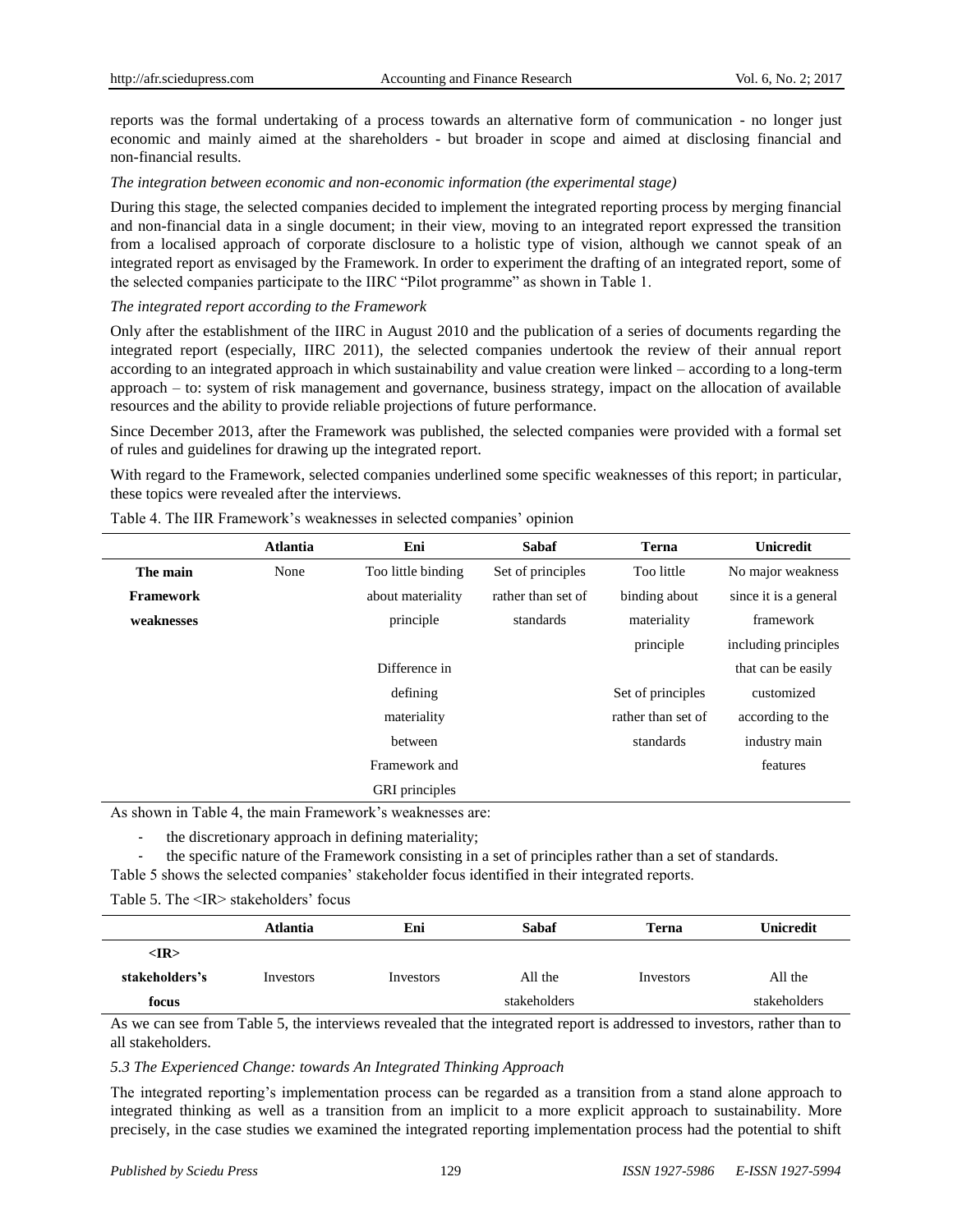reports was the formal undertaking of a process towards an alternative form of communication - no longer just economic and mainly aimed at the shareholders - but broader in scope and aimed at disclosing financial and non-financial results.

*The integration between economic and non-economic information (the experimental stage)*

During this stage, the selected companies decided to implement the integrated reporting process by merging financial and non-financial data in a single document; in their view, moving to an integrated report expressed the transition from a localised approach of corporate disclosure to a holistic type of vision, although we cannot speak of an integrated report as envisaged by the Framework. In order to experiment the drafting of an integrated report, some of the selected companies participate to the IIRC "Pilot programme" as shown in Table 1.

*The integrated report according to the Framework*

Only after the establishment of the IIRC in August 2010 and the publication of a series of documents regarding the integrated report (especially, IIRC 2011), the selected companies undertook the review of their annual report according to an integrated approach in which sustainability and value creation were linked – according to a long-term approach – to: system of risk management and governance, business strategy, impact on the allocation of available resources and the ability to provide reliable projections of future performance.

Since December 2013, after the Framework was published, the selected companies were provided with a formal set of rules and guidelines for drawing up the integrated report.

With regard to the Framework, selected companies underlined some specific weaknesses of this report; in particular, these topics were revealed after the interviews.

Table 4. The IIR Framework's weaknesses in selected companies' opinion

| | Atlantia | Eni | Sabaf | Terna | Unicredit |
|---|---|---|---|---|---|
| **The main Framework weaknesses** | None | Too little binding about materiality principle<br><br>Difference in defining materiality between Framework and GRI principles | Set of principles rather than set of standards | Too little binding about materiality principle<br><br>Set of principles rather than set of standards | No major weakness since it is a general framework including principles that can be easily customized according to the industry main features |

As shown in Table 4, the main Framework's weaknesses are:

- the discretionary approach in defining materiality;
- the specific nature of the Framework consisting in a set of principles rather than a set of standards.

Table 5 shows the selected companies' stakeholder focus identified in their integrated reports.

Table 5. The <IR> stakeholders' focus

| | Atlantia | Eni | Sabaf | Terna | Unicredit |
|---|---|---|---|---|---|
| **<IR> stakeholders's focus** | Investors | Investors | All the stakeholders | Investors | All the stakeholders |

As we can see from Table 5, the interviews revealed that the integrated report is addressed to investors, rather than to all stakeholders.

### *5.3 The Experienced Change: towards An Integrated Thinking Approach*

The integrated reporting's implementation process can be regarded as a transition from a stand alone approach to integrated thinking as well as a transition from an implicit to a more explicit approach to sustainability. More precisely, in the case studies we examined the integrated reporting implementation process had the potential to shift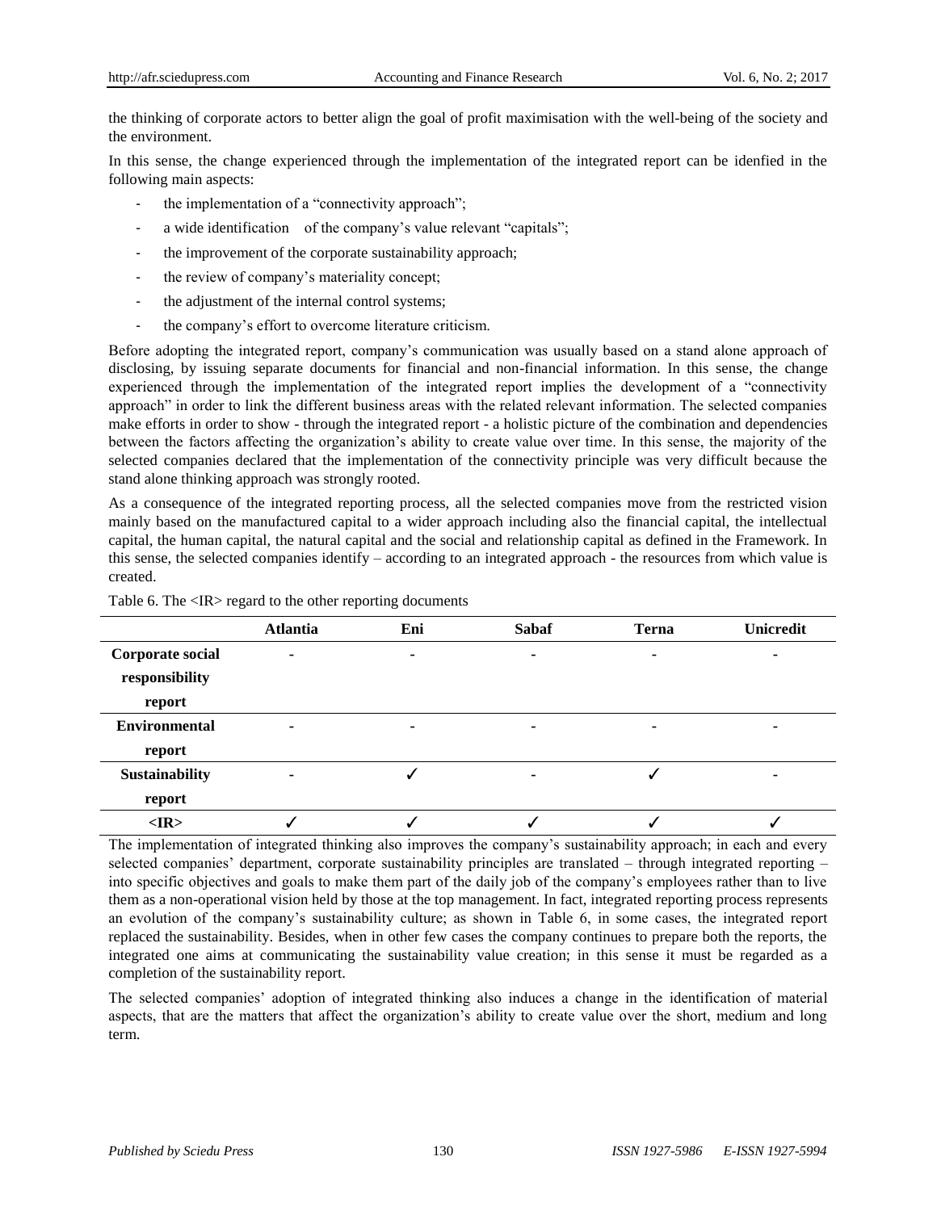the thinking of corporate actors to better align the goal of profit maximisation with the well-being of the society and the environment.

In this sense, the change experienced through the implementation of the integrated report can be idenfied in the following main aspects:

- the implementation of a "connectivity approach";
- a wide identification of the company's value relevant "capitals";
- the improvement of the corporate sustainability approach;
- the review of company's materiality concept;
- the adjustment of the internal control systems;
- the company's effort to overcome literature criticism.

Before adopting the integrated report, company's communication was usually based on a stand alone approach of disclosing, by issuing separate documents for financial and non-financial information. In this sense, the change experienced through the implementation of the integrated report implies the development of a "connectivity approach" in order to link the different business areas with the related relevant information. The selected companies make efforts in order to show - through the integrated report - a holistic picture of the combination and dependencies between the factors affecting the organization's ability to create value over time. In this sense, the majority of the selected companies declared that the implementation of the connectivity principle was very difficult because the stand alone thinking approach was strongly rooted.

As a consequence of the integrated reporting process, all the selected companies move from the restricted vision mainly based on the manufactured capital to a wider approach including also the financial capital, the intellectual capital, the human capital, the natural capital and the social and relationship capital as defined in the Framework. In this sense, the selected companies identify – according to an integrated approach - the resources from which value is created.

Table 6. The <IR> regard to the other reporting documents

| | Atlantia | Eni | Sabaf | Terna | Unicredit |
|---|---|---|---|---|---|
| **Corporate social responsibility report** | - | - | - | - | - |
| **Environmental report** | - | - | - | - | - |
| **Sustainability report** | - | ✓ | - | ✓ | - |
| **<IR>** | ✓ | ✓ | ✓ | ✓ | ✓ |

The implementation of integrated thinking also improves the company's sustainability approach; in each and every selected companies' department, corporate sustainability principles are translated – through integrated reporting – into specific objectives and goals to make them part of the daily job of the company's employees rather than to live them as a non-operational vision held by those at the top management. In fact, integrated reporting process represents an evolution of the company's sustainability culture; as shown in Table 6, in some cases, the integrated report replaced the sustainability. Besides, when in other few cases the company continues to prepare both the reports, the integrated one aims at communicating the sustainability value creation; in this sense it must be regarded as a completion of the sustainability report.

The selected companies' adoption of integrated thinking also induces a change in the identification of material aspects, that are the matters that affect the organization's ability to create value over the short, medium and long term.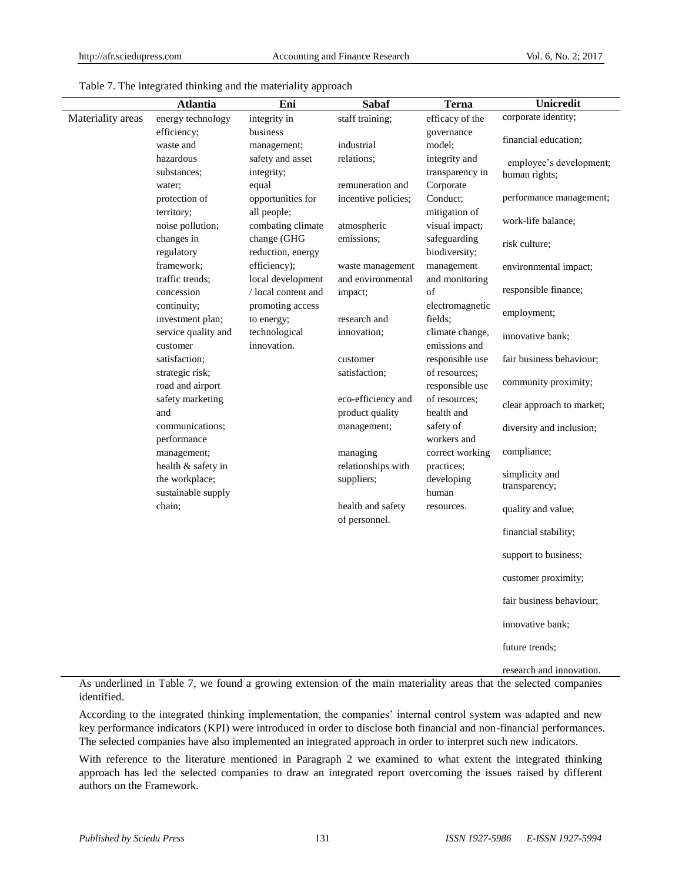Table 7. The integrated thinking and the materiality approach

| | Atlantia | Eni | Sabaf | Terna | Unicredit |
|---|---|---|---|---|---|
| Materiality areas | energy technology efficiency; waste and hazardous substances; water; protection of territory; noise pollution; changes in regulatory framework; traffic trends; concession continuity; investment plan; service quality and customer satisfaction; strategic risk; road and airport safety marketing and communications; performance management; health & safety in the workplace; sustainable supply chain; | integrity in business management; safety and asset integrity; equal opportunities for all people; combating climate change (GHG reduction, energy efficiency); local development / local content and promoting access to energy; technological innovation. | staff training; industrial relations; remuneration and incentive policies; atmospheric emissions; waste management and environmental impact; research and innovation; customer satisfaction; eco-efficiency and product quality management; managing relationships with suppliers; health and safety of personnel. | efficacy of the governance model; integrity and transparency in Corporate Conduct; mitigation of visual impact; safeguarding biodiversity; management and monitoring of electromagnetic fields; climate change, emissions and responsible use of resources; responsible use of resources; health and safety of workers and correct working practices; developing human resources. | corporate identity; financial education; employee's development; human rights; performance management; work-life balance; risk culture; environmental impact; responsible finance; employment; innovative bank; fair business behaviour; community proximity; clear approach to market; diversity and inclusion; compliance; simplicity and transparency; quality and value; financial stability; support to business; customer proximity; fair business behaviour; innovative bank; future trends; research and innovation. |

As underlined in Table 7, we found a growing extension of the main materiality areas that the selected companies identified.

According to the integrated thinking implementation, the companies' internal control system was adapted and new key performance indicators (KPI) were introduced in order to disclose both financial and non-financial performances. The selected companies have also implemented an integrated approach in order to interpret such new indicators.

With reference to the literature mentioned in Paragraph 2 we examined to what extent the integrated thinking approach has led the selected companies to draw an integrated report overcoming the issues raised by different authors on the Framework.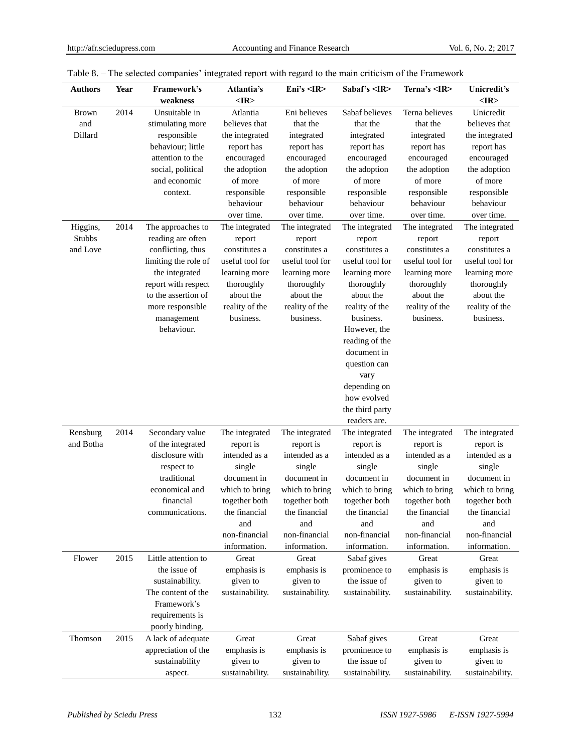Table 8. – The selected companies' integrated report with regard to the main criticism of the Framework

| Authors | Year | Framework's weakness | Atlantia's <IR> | Eni's <IR> | Sabaf's <IR> | Terna's <IR> | Unicredit's <IR> |
|---|---|---|---|---|---|---|---|
| Brown and Dillard | 2014 | Unsuitable in stimulating more responsible behaviour; little attention to the social, political and economic context. | Atlantia believes that the integrated report has encouraged the adoption of more responsible behaviour over time. | Eni believes that the integrated report has encouraged the adoption of more responsible behaviour over time. | Sabaf believes that the integrated report has encouraged the adoption of more responsible behaviour over time. | Terna believes that the integrated report has encouraged the adoption of more responsible behaviour over time. | Unicredit believes that the integrated report has encouraged the adoption of more responsible behaviour over time. |
| Higgins, Stubbs and Love | 2014 | The approaches to reading are often conflicting, thus limiting the role of the integrated report with respect to the assertion of more responsible management behaviour. | The integrated report constitutes a useful tool for learning more thoroughly about the reality of the business. | The integrated report constitutes a useful tool for learning more thoroughly about the reality of the business. | The integrated report constitutes a useful tool for learning more thoroughly about the reality of the business. However, the reading of the document in question can vary depending on how evolved the third party readers are. | The integrated report constitutes a useful tool for learning more thoroughly about the reality of the business. | The integrated report constitutes a useful tool for learning more thoroughly about the reality of the business. |
| Rensburg and Botha | 2014 | Secondary value of the integrated disclosure with respect to traditional economical and financial communications. | The integrated report is intended as a single document in which to bring together both the financial and non-financial information. | The integrated report is intended as a single document in which to bring together both the financial and non-financial information. | The integrated report is intended as a single document in which to bring together both the financial and non-financial information. | The integrated report is intended as a single document in which to bring together both the financial and non-financial information. | The integrated report is intended as a single document in which to bring together both the financial and non-financial information. |
| Flower | 2015 | Little attention to the issue of sustainability. The content of the Framework's requirements is poorly binding. | Great emphasis is given to sustainability. | Great emphasis is given to sustainability. | Sabaf gives prominence to the issue of sustainability. | Great emphasis is given to sustainability. | Great emphasis is given to sustainability. |
| Thomson | 2015 | A lack of adequate appreciation of the sustainability aspect. | Great emphasis is given to sustainability. | Great emphasis is given to sustainability. | Sabaf gives prominence to the issue of sustainability. | Great emphasis is given to sustainability. | Great emphasis is given to sustainability. |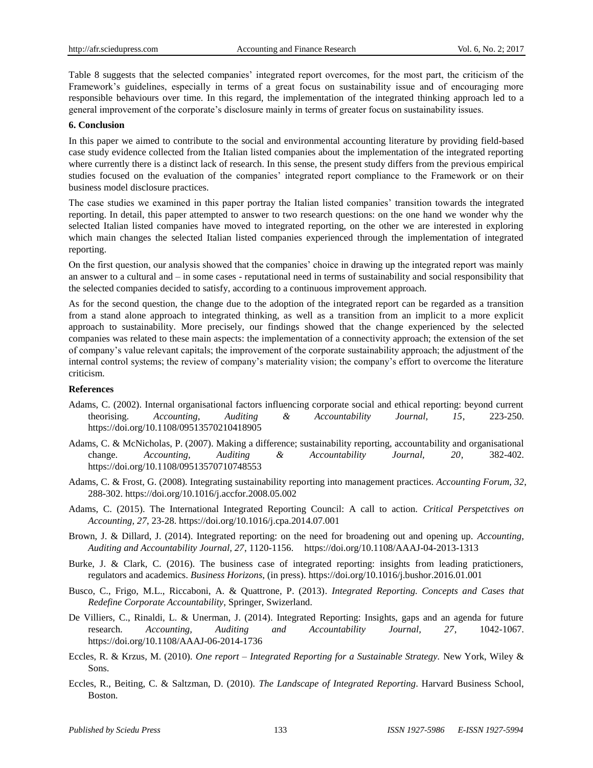Table 8 suggests that the selected companies' integrated report overcomes, for the most part, the criticism of the Framework's guidelines, especially in terms of a great focus on sustainability issue and of encouraging more responsible behaviours over time. In this regard, the implementation of the integrated thinking approach led to a general improvement of the corporate's disclosure mainly in terms of greater focus on sustainability issues.

## 6. Conclusion

In this paper we aimed to contribute to the social and environmental accounting literature by providing field-based case study evidence collected from the Italian listed companies about the implementation of the integrated reporting where currently there is a distinct lack of research. In this sense, the present study differs from the previous empirical studies focused on the evaluation of the companies' integrated report compliance to the Framework or on their business model disclosure practices.

The case studies we examined in this paper portray the Italian listed companies' transition towards the integrated reporting. In detail, this paper attempted to answer to two research questions: on the one hand we wonder why the selected Italian listed companies have moved to integrated reporting, on the other we are interested in exploring which main changes the selected Italian listed companies experienced through the implementation of integrated reporting.

On the first question, our analysis showed that the companies' choice in drawing up the integrated report was mainly an answer to a cultural and – in some cases - reputational need in terms of sustainability and social responsibility that the selected companies decided to satisfy, according to a continuous improvement approach.

As for the second question, the change due to the adoption of the integrated report can be regarded as a transition from a stand alone approach to integrated thinking, as well as a transition from an implicit to a more explicit approach to sustainability. More precisely, our findings showed that the change experienced by the selected companies was related to these main aspects: the implementation of a connectivity approach; the extension of the set of company's value relevant capitals; the improvement of the corporate sustainability approach; the adjustment of the internal control systems; the review of company's materiality vision; the company's effort to overcome the literature criticism.

## References

Adams, C. (2002). Internal organisational factors influencing corporate social and ethical reporting: beyond current theorising. *Accounting, Auditing & Accountability Journal, 15*, 223-250. https://doi.org/10.1108/09513570210418905

Adams, C. & McNicholas, P. (2007). Making a difference; sustainability reporting, accountability and organisational change. *Accounting, Auditing & Accountability Journal, 20*, 382-402. https://doi.org/10.1108/09513570710748553

Adams, C. & Frost, G. (2008). Integrating sustainability reporting into management practices. *Accounting Forum, 32*, 288-302. https://doi.org/10.1016/j.accfor.2008.05.002

Adams, C. (2015). The International Integrated Reporting Council: A call to action. *Critical Perspetctives on Accounting, 27*, 23-28. https://doi.org/10.1016/j.cpa.2014.07.001

Brown, J. & Dillard, J. (2014). Integrated reporting: on the need for broadening out and opening up. *Accounting, Auditing and Accountability Journal, 27*, 1120-1156. https://doi.org/10.1108/AAAJ-04-2013-1313

Burke, J. & Clark, C. (2016). The business case of integrated reporting: insights from leading pratictioners, regulators and academics. *Business Horizons*, (in press). https://doi.org/10.1016/j.bushor.2016.01.001

Busco, C., Frigo, M.L., Riccaboni, A. & Quattrone, P. (2013). *Integrated Reporting. Concepts and Cases that Redefine Corporate Accountability*, Springer, Swizerland.

De Villiers, C., Rinaldi, L. & Unerman, J. (2014). Integrated Reporting: Insights, gaps and an agenda for future research. *Accounting, Auditing and Accountability Journal, 27*, 1042-1067. https://doi.org/10.1108/AAAJ-06-2014-1736

Eccles, R. & Krzus, M. (2010). *One report – Integrated Reporting for a Sustainable Strategy.* New York, Wiley & Sons.

Eccles, R., Beiting, C. & Saltzman, D. (2010). *The Landscape of Integrated Reporting*. Harvard Business School, Boston.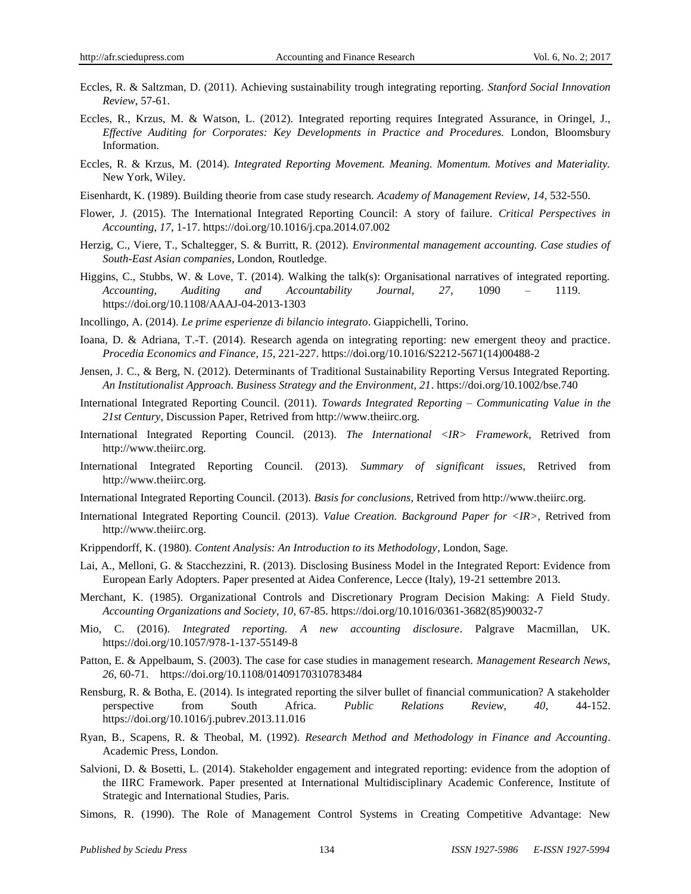Eccles, R. & Saltzman, D. (2011). Achieving sustainability trough integrating reporting. *Stanford Social Innovation Review*, 57-61.

Eccles, R., Krzus, M. & Watson, L. (2012). Integrated reporting requires Integrated Assurance, in Oringel, J., *Effective Auditing for Corporates: Key Developments in Practice and Procedures.* London, Bloomsbury Information.

Eccles, R. & Krzus, M. (2014). *Integrated Reporting Movement. Meaning. Momentum. Motives and Materiality.* New York, Wiley.

Eisenhardt, K. (1989). Building theorie from case study research. *Academy of Management Review, 14*, 532-550.

Flower, J. (2015). The International Integrated Reporting Council: A story of failure. *Critical Perspectives in Accounting, 17*, 1-17. https://doi.org/10.1016/j.cpa.2014.07.002

Herzig, C., Viere, T., Schaltegger, S. & Burritt, R. (2012). *Environmental management accounting. Case studies of South-East Asian companies*, London, Routledge.

Higgins, C., Stubbs, W. & Love, T. (2014). Walking the talk(s): Organisational narratives of integrated reporting. *Accounting, Auditing and Accountability Journal, 27*, 1090 – 1119. https://doi.org/10.1108/AAAJ-04-2013-1303

Incollingo, A. (2014). *Le prime esperienze di bilancio integrato*. Giappichelli, Torino.

Ioana, D. & Adriana, T.-T. (2014). Research agenda on integrating reporting: new emergent theoy and practice. *Procedia Economics and Finance, 15*, 221-227. https://doi.org/10.1016/S2212-5671(14)00488-2

Jensen, J. C., & Berg, N. (2012). Determinants of Traditional Sustainability Reporting Versus Integrated Reporting. *An Institutionalist Approach. Business Strategy and the Environment, 21*. https://doi.org/10.1002/bse.740

International Integrated Reporting Council. (2011). *Towards Integrated Reporting – Communicating Value in the 21st Century*, Discussion Paper, Retrived from http://www.theiirc.org.

International Integrated Reporting Council. (2013). *The International <IR> Framework*, Retrived from http://www.theiirc.org.

International Integrated Reporting Council. (2013). *Summary of significant issues*, Retrived from http://www.theiirc.org.

International Integrated Reporting Council. (2013). *Basis for conclusions*, Retrived from http://www.theiirc.org.

International Integrated Reporting Council. (2013). *Value Creation. Background Paper for <IR>,* Retrived from http://www.theiirc.org.

Krippendorff, K. (1980). *Content Analysis: An Introduction to its Methodology*, London, Sage.

Lai, A., Melloni, G. & Stacchezzini, R. (2013). Disclosing Business Model in the Integrated Report: Evidence from European Early Adopters. Paper presented at Aidea Conference, Lecce (Italy), 19-21 settembre 2013.

Merchant, K. (1985). Organizational Controls and Discretionary Program Decision Making: A Field Study. *Accounting Organizations and Society, 10*, 67-85. https://doi.org/10.1016/0361-3682(85)90032-7

Mio, C. (2016). *Integrated reporting. A new accounting disclosure*. Palgrave Macmillan, UK. https://doi.org/10.1057/978-1-137-55149-8

Patton, E. & Appelbaum, S. (2003). The case for case studies in management research. *Management Research News, 26*, 60-71. https://doi.org/10.1108/01409170310783484

Rensburg, R. & Botha, E. (2014). Is integrated reporting the silver bullet of financial communication? A stakeholder perspective from South Africa. *Public Relations Review, 40*, 44-152. https://doi.org/10.1016/j.pubrev.2013.11.016

Ryan, B., Scapens, R. & Theobal, M. (1992). *Research Method and Methodology in Finance and Accounting*. Academic Press, London.

Salvioni, D. & Bosetti, L. (2014). Stakeholder engagement and integrated reporting: evidence from the adoption of the IIRC Framework. Paper presented at International Multidisciplinary Academic Conference, Institute of Strategic and International Studies, Paris.

Simons, R. (1990). The Role of Management Control Systems in Creating Competitive Advantage: New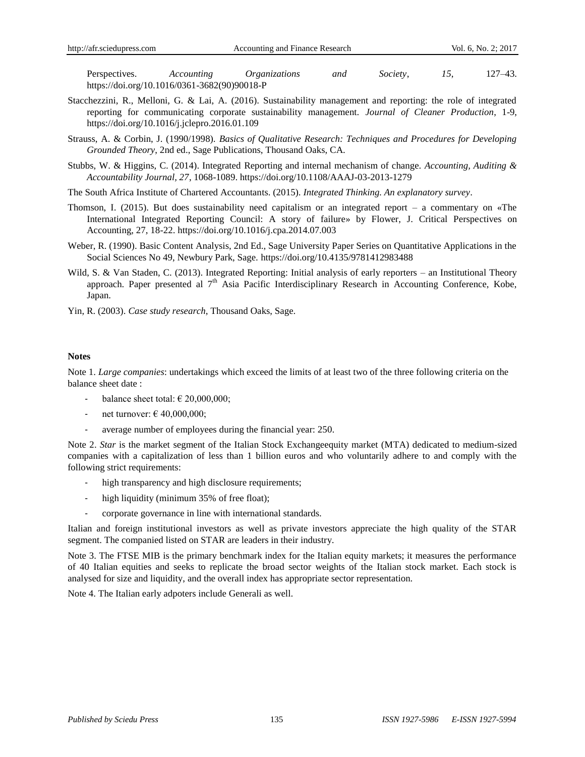Perspectives. *Accounting Organizations and Society*, *15*, 127–43. https://doi.org/10.1016/0361-3682(90)90018-P

Stacchezzini, R., Melloni, G. & Lai, A. (2016). Sustainability management and reporting: the role of integrated reporting for communicating corporate sustainability management. *Journal of Cleaner Production*, 1-9, https://doi.org/10.1016/j.jclepro.2016.01.109

Strauss, A. & Corbin, J. (1990/1998). *Basics of Qualitative Research: Techniques and Procedures for Developing Grounded Theory*, 2nd ed., Sage Publications, Thousand Oaks, CA.

Stubbs, W. & Higgins, C. (2014). Integrated Reporting and internal mechanism of change. *Accounting, Auditing & Accountability Journal, 27*, 1068-1089. https://doi.org/10.1108/AAAJ-03-2013-1279

The South Africa Institute of Chartered Accountants. (2015). *Integrated Thinking. An explanatory survey*.

Thomson, I. (2015). But does sustainability need capitalism or an integrated report – a commentary on «The International Integrated Reporting Council: A story of failure» by Flower, J. Critical Perspectives on Accounting, 27, 18-22. https://doi.org/10.1016/j.cpa.2014.07.003

Weber, R. (1990). Basic Content Analysis, 2nd Ed., Sage University Paper Series on Quantitative Applications in the Social Sciences No 49, Newbury Park, Sage. https://doi.org/10.4135/9781412983488

Wild, S. & Van Staden, C. (2013). Integrated Reporting: Initial analysis of early reporters – an Institutional Theory approach. Paper presented al 7th Asia Pacific Interdisciplinary Research in Accounting Conference, Kobe, Japan.

Yin, R. (2003). *Case study research*, Thousand Oaks, Sage.

## Notes

Note 1. *Large companies*: undertakings which exceed the limits of at least two of the three following criteria on the balance sheet date :

- balance sheet total: € 20,000,000;
- net turnover: € 40,000,000;
- average number of employees during the financial year: 250.

Note 2. *Star* is the market segment of the Italian Stock Exchangeequity market (MTA) dedicated to medium-sized companies with a capitalization of less than 1 billion euros and who voluntarily adhere to and comply with the following strict requirements:

- high transparency and high disclosure requirements;
- high liquidity (minimum 35% of free float);
- corporate governance in line with international standards.

Italian and foreign institutional investors as well as private investors appreciate the high quality of the STAR segment. The companied listed on STAR are leaders in their industry.

Note 3. The FTSE MIB is the primary benchmark index for the Italian equity markets; it measures the performance of 40 Italian equities and seeks to replicate the broad sector weights of the Italian stock market. Each stock is analysed for size and liquidity, and the overall index has appropriate sector representation.

Note 4. The Italian early adpoters include Generali as well.